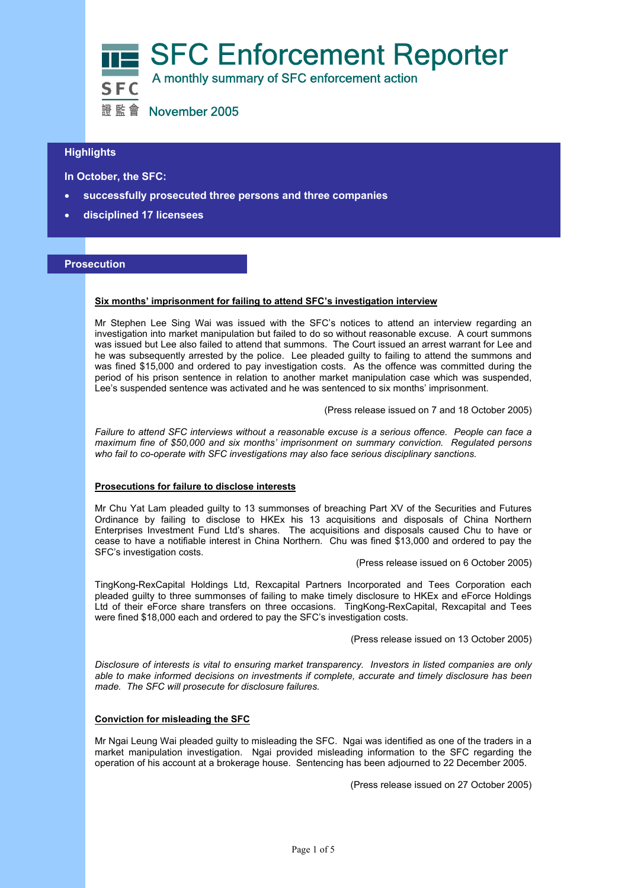# SFC Enforcement Reporter

A monthly summary of SFC enforcement action

November 2005

## Highlights

**In October, the SFC:**

- **successfully prosecuted three persons and three companies**
- **disciplined 17 licensees**

## Prosecution

### Six months' imprisonment for failing to attend SFC's investigation interview

Mr Stephen Lee Sing Wai was issued with the SFC's notices to attend an interview regarding an investigation into market manipulation but failed to do so without reasonable excuse. A court summons was issued but Lee also failed to attend that summons. The Court issued an arrest warrant for Lee and he was subsequently arrested by the police. Lee pleaded guilty to failing to attend the summons and was fined $15,000 and ordered to pay investigation costs. As the offence was committed during the period of his prison sentence in relation to another market manipulation case which was suspended, Lee's suspended sentence was activated and he was sentenced to six months' imprisonment.

(Press release issued on 7 and 18 October 2005)

*Failure to attend SFC interviews without a reasonable excuse is a serious offence. People can face a maximum fine of $50,000 and six months' imprisonment on summary conviction. Regulated persons who fail to co-operate with SFC investigations may also face serious disciplinary sanctions.*

### Prosecutions for failure to disclose interests

Mr Chu Yat Lam pleaded guilty to 13 summonses of breaching Part XV of the Securities and Futures Ordinance by failing to disclose to HKEx his 13 acquisitions and disposals of China Northern Enterprises Investment Fund Ltd's shares. The acquisitions and disposals caused Chu to have or cease to have a notifiable interest in China Northern. Chu was fined $13,000 and ordered to pay the SFC's investigation costs.

(Press release issued on 6 October 2005)

TingKong-RexCapital Holdings Ltd, Rexcapital Partners Incorporated and Tees Corporation each pleaded guilty to three summonses of failing to make timely disclosure to HKEx and eForce Holdings Ltd of their eForce share transfers on three occasions. TingKong-RexCapital, Rexcapital and Tees were fined $18,000 each and ordered to pay the SFC's investigation costs.

(Press release issued on 13 October 2005)

*Disclosure of interests is vital to ensuring market transparency. Investors in listed companies are only able to make informed decisions on investments if complete, accurate and timely disclosure has been made. The SFC will prosecute for disclosure failures.*

### Conviction for misleading the SFC

Mr Ngai Leung Wai pleaded guilty to misleading the SFC. Ngai was identified as one of the traders in a market manipulation investigation. Ngai provided misleading information to the SFC regarding the operation of his account at a brokerage house. Sentencing has been adjourned to 22 December 2005.

(Press release issued on 27 October 2005)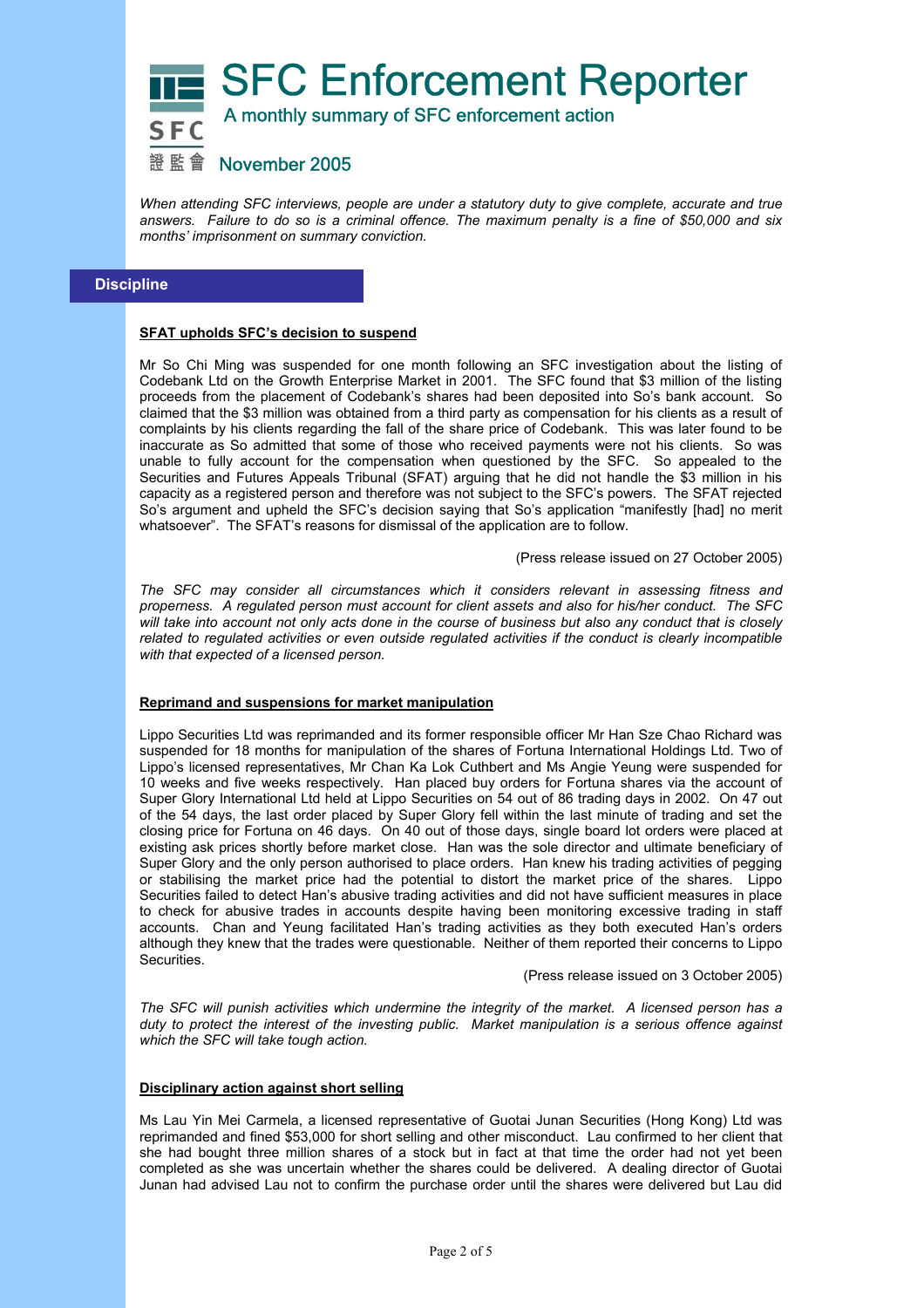# SFC Enforcement Reporter

A monthly summary of SFC enforcement action

November 2005

*When attending SFC interviews, people are under a statutory duty to give complete, accurate and true answers. Failure to do so is a criminal offence. The maximum penalty is a fine of $50,000 and six months' imprisonment on summary conviction.*

## Discipline

**SFAT upholds SFC's decision to suspend**

Mr So Chi Ming was suspended for one month following an SFC investigation about the listing of Codebank Ltd on the Growth Enterprise Market in 2001. The SFC found that $3 million of the listing proceeds from the placement of Codebank's shares had been deposited into So's bank account. So claimed that the $3 million was obtained from a third party as compensation for his clients as a result of complaints by his clients regarding the fall of the share price of Codebank. This was later found to be inaccurate as So admitted that some of those who received payments were not his clients. So was unable to fully account for the compensation when questioned by the SFC. So appealed to the Securities and Futures Appeals Tribunal (SFAT) arguing that he did not handle the $3 million in his capacity as a registered person and therefore was not subject to the SFC's powers. The SFAT rejected So's argument and upheld the SFC's decision saying that So's application "manifestly [had] no merit whatsoever". The SFAT's reasons for dismissal of the application are to follow.

(Press release issued on 27 October 2005)

*The SFC may consider all circumstances which it considers relevant in assessing fitness and properness. A regulated person must account for client assets and also for his/her conduct. The SFC will take into account not only acts done in the course of business but also any conduct that is closely related to regulated activities or even outside regulated activities if the conduct is clearly incompatible with that expected of a licensed person.*

**Reprimand and suspensions for market manipulation**

Lippo Securities Ltd was reprimanded and its former responsible officer Mr Han Sze Chao Richard was suspended for 18 months for manipulation of the shares of Fortuna International Holdings Ltd. Two of Lippo's licensed representatives, Mr Chan Ka Lok Cuthbert and Ms Angie Yeung were suspended for 10 weeks and five weeks respectively. Han placed buy orders for Fortuna shares via the account of Super Glory International Ltd held at Lippo Securities on 54 out of 86 trading days in 2002. On 47 out of the 54 days, the last order placed by Super Glory fell within the last minute of trading and set the closing price for Fortuna on 46 days. On 40 out of those days, single board lot orders were placed at existing ask prices shortly before market close. Han was the sole director and ultimate beneficiary of Super Glory and the only person authorised to place orders. Han knew his trading activities of pegging or stabilising the market price had the potential to distort the market price of the shares. Lippo Securities failed to detect Han's abusive trading activities and did not have sufficient measures in place to check for abusive trades in accounts despite having been monitoring excessive trading in staff accounts. Chan and Yeung facilitated Han's trading activities as they both executed Han's orders although they knew that the trades were questionable. Neither of them reported their concerns to Lippo Securities.

(Press release issued on 3 October 2005)

*The SFC will punish activities which undermine the integrity of the market. A licensed person has a duty to protect the interest of the investing public. Market manipulation is a serious offence against which the SFC will take tough action.*

**Disciplinary action against short selling**

Ms Lau Yin Mei Carmela, a licensed representative of Guotai Junan Securities (Hong Kong) Ltd was reprimanded and fined $53,000 for short selling and other misconduct. Lau confirmed to her client that she had bought three million shares of a stock but in fact at that time the order had not yet been completed as she was uncertain whether the shares could be delivered. A dealing director of Guotai Junan had advised Lau not to confirm the purchase order until the shares were delivered but Lau did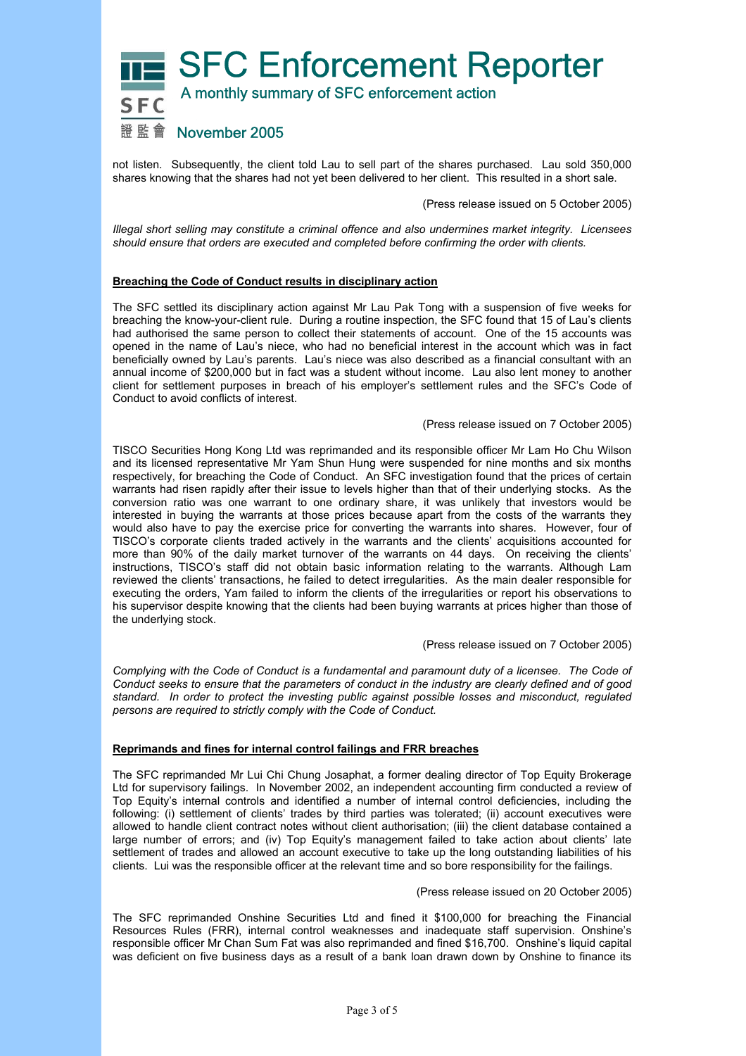not listen. Subsequently, the client told Lau to sell part of the shares purchased. Lau sold 350,000 shares knowing that the shares had not yet been delivered to her client. This resulted in a short sale.

(Press release issued on 5 October 2005)

*Illegal short selling may constitute a criminal offence and also undermines market integrity. Licensees should ensure that orders are executed and completed before confirming the order with clients.*

**Breaching the Code of Conduct results in disciplinary action**

The SFC settled its disciplinary action against Mr Lau Pak Tong with a suspension of five weeks for breaching the know-your-client rule. During a routine inspection, the SFC found that 15 of Lau's clients had authorised the same person to collect their statements of account. One of the 15 accounts was opened in the name of Lau's niece, who had no beneficial interest in the account which was in fact beneficially owned by Lau's parents. Lau's niece was also described as a financial consultant with an annual income of $200,000 but in fact was a student without income. Lau also lent money to another client for settlement purposes in breach of his employer's settlement rules and the SFC's Code of Conduct to avoid conflicts of interest.

(Press release issued on 7 October 2005)

TISCO Securities Hong Kong Ltd was reprimanded and its responsible officer Mr Lam Ho Chu Wilson and its licensed representative Mr Yam Shun Hung were suspended for nine months and six months respectively, for breaching the Code of Conduct. An SFC investigation found that the prices of certain warrants had risen rapidly after their issue to levels higher than that of their underlying stocks. As the conversion ratio was one warrant to one ordinary share, it was unlikely that investors would be interested in buying the warrants at those prices because apart from the costs of the warrants they would also have to pay the exercise price for converting the warrants into shares. However, four of TISCO's corporate clients traded actively in the warrants and the clients' acquisitions accounted for more than 90% of the daily market turnover of the warrants on 44 days. On receiving the clients' instructions, TISCO's staff did not obtain basic information relating to the warrants. Although Lam reviewed the clients' transactions, he failed to detect irregularities. As the main dealer responsible for executing the orders, Yam failed to inform the clients of the irregularities or report his observations to his supervisor despite knowing that the clients had been buying warrants at prices higher than those of the underlying stock.

(Press release issued on 7 October 2005)

*Complying with the Code of Conduct is a fundamental and paramount duty of a licensee. The Code of Conduct seeks to ensure that the parameters of conduct in the industry are clearly defined and of good standard. In order to protect the investing public against possible losses and misconduct, regulated persons are required to strictly comply with the Code of Conduct.*

**Reprimands and fines for internal control failings and FRR breaches**

The SFC reprimanded Mr Lui Chi Chung Josaphat, a former dealing director of Top Equity Brokerage Ltd for supervisory failings. In November 2002, an independent accounting firm conducted a review of Top Equity's internal controls and identified a number of internal control deficiencies, including the following: (i) settlement of clients' trades by third parties was tolerated; (ii) account executives were allowed to handle client contract notes without client authorisation; (iii) the client database contained a large number of errors; and (iv) Top Equity's management failed to take action about clients' late settlement of trades and allowed an account executive to take up the long outstanding liabilities of his clients. Lui was the responsible officer at the relevant time and so bore responsibility for the failings.

(Press release issued on 20 October 2005)

The SFC reprimanded Onshine Securities Ltd and fined it $100,000 for breaching the Financial Resources Rules (FRR), internal control weaknesses and inadequate staff supervision. Onshine's responsible officer Mr Chan Sum Fat was also reprimanded and fined $16,700. Onshine's liquid capital was deficient on five business days as a result of a bank loan drawn down by Onshine to finance its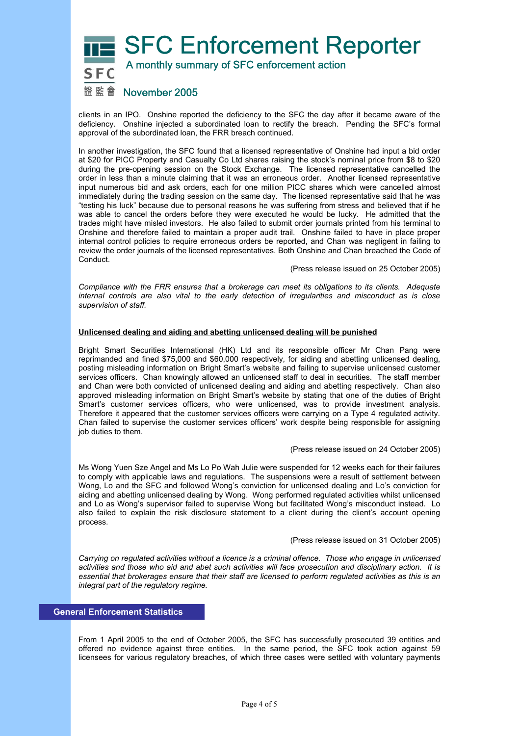clients in an IPO. Onshine reported the deficiency to the SFC the day after it became aware of the deficiency. Onshine injected a subordinated loan to rectify the breach. Pending the SFC's formal approval of the subordinated loan, the FRR breach continued.

In another investigation, the SFC found that a licensed representative of Onshine had input a bid order at $20 for PICC Property and Casualty Co Ltd shares raising the stock's nominal price from $8 to $20 during the pre-opening session on the Stock Exchange. The licensed representative cancelled the order in less than a minute claiming that it was an erroneous order. Another licensed representative input numerous bid and ask orders, each for one million PICC shares which were cancelled almost immediately during the trading session on the same day. The licensed representative said that he was "testing his luck" because due to personal reasons he was suffering from stress and believed that if he was able to cancel the orders before they were executed he would be lucky. He admitted that the trades might have misled investors. He also failed to submit order journals printed from his terminal to Onshine and therefore failed to maintain a proper audit trail. Onshine failed to have in place proper internal control policies to require erroneous orders be reported, and Chan was negligent in failing to review the order journals of the licensed representatives. Both Onshine and Chan breached the Code of Conduct.

(Press release issued on 25 October 2005)

*Compliance with the FRR ensures that a brokerage can meet its obligations to its clients. Adequate internal controls are also vital to the early detection of irregularities and misconduct as is close supervision of staff.*

**Unlicensed dealing and aiding and abetting unlicensed dealing will be punished**

Bright Smart Securities International (HK) Ltd and its responsible officer Mr Chan Pang were reprimanded and fined $75,000 and $60,000 respectively, for aiding and abetting unlicensed dealing, posting misleading information on Bright Smart's website and failing to supervise unlicensed customer services officers. Chan knowingly allowed an unlicensed staff to deal in securities. The staff member and Chan were both convicted of unlicensed dealing and aiding and abetting respectively. Chan also approved misleading information on Bright Smart's website by stating that one of the duties of Bright Smart's customer services officers, who were unlicensed, was to provide investment analysis. Therefore it appeared that the customer services officers were carrying on a Type 4 regulated activity. Chan failed to supervise the customer services officers' work despite being responsible for assigning job duties to them.

(Press release issued on 24 October 2005)

Ms Wong Yuen Sze Angel and Ms Lo Po Wah Julie were suspended for 12 weeks each for their failures to comply with applicable laws and regulations. The suspensions were a result of settlement between Wong, Lo and the SFC and followed Wong's conviction for unlicensed dealing and Lo's conviction for aiding and abetting unlicensed dealing by Wong. Wong performed regulated activities whilst unlicensed and Lo as Wong's supervisor failed to supervise Wong but facilitated Wong's misconduct instead. Lo also failed to explain the risk disclosure statement to a client during the client's account opening process.

(Press release issued on 31 October 2005)

*Carrying on regulated activities without a licence is a criminal offence. Those who engage in unlicensed activities and those who aid and abet such activities will face prosecution and disciplinary action. It is essential that brokerages ensure that their staff are licensed to perform regulated activities as this is an integral part of the regulatory regime.*

## General Enforcement Statistics

From 1 April 2005 to the end of October 2005, the SFC has successfully prosecuted 39 entities and offered no evidence against three entities. In the same period, the SFC took action against 59 licensees for various regulatory breaches, of which three cases were settled with voluntary payments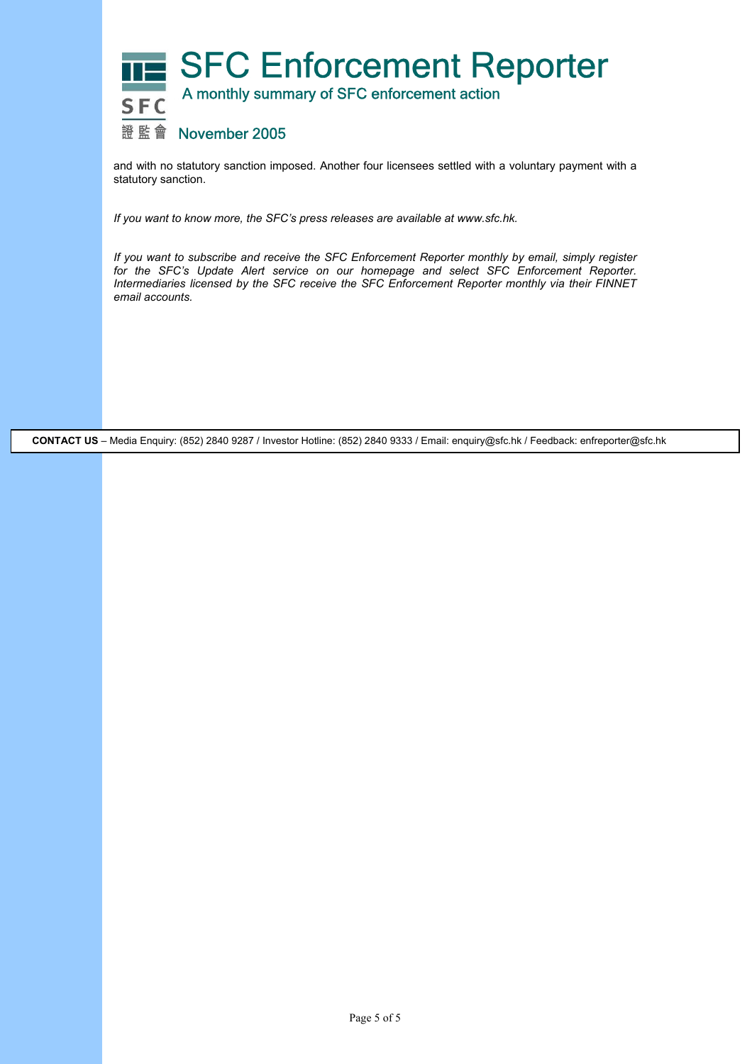and with no statutory sanction imposed. Another four licensees settled with a voluntary payment with a statutory sanction.

*If you want to know more, the SFC's press releases are available at www.sfc.hk.*

*If you want to subscribe and receive the SFC Enforcement Reporter monthly by email, simply register for the SFC's Update Alert service on our homepage and select SFC Enforcement Reporter. Intermediaries licensed by the SFC receive the SFC Enforcement Reporter monthly via their FINNET email accounts.*

**CONTACT US** – Media Enquiry: (852) 2840 9287 / Investor Hotline: (852) 2840 9333 / Email: enquiry@sfc.hk / Feedback: enfreporter@sfc.hk